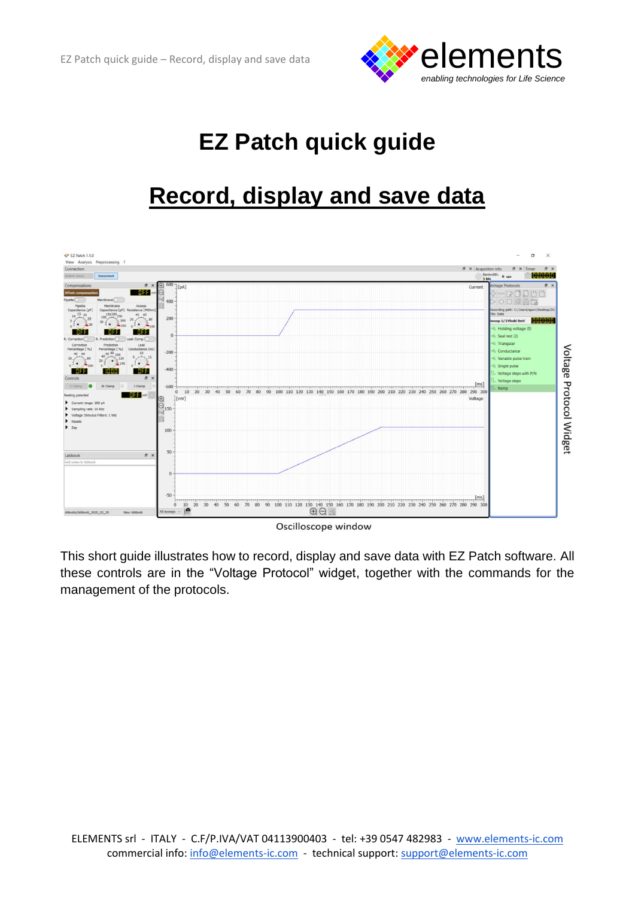# EZ Patch quick guide

## Record, display and save data

Voltage Protocol Widget

Oscilloscope window

This short guide illustrates how to record, display and save data with EZ Patch software. All these controls are in the "Voltage Protocol" widget, together with the commands for the management of the protocols.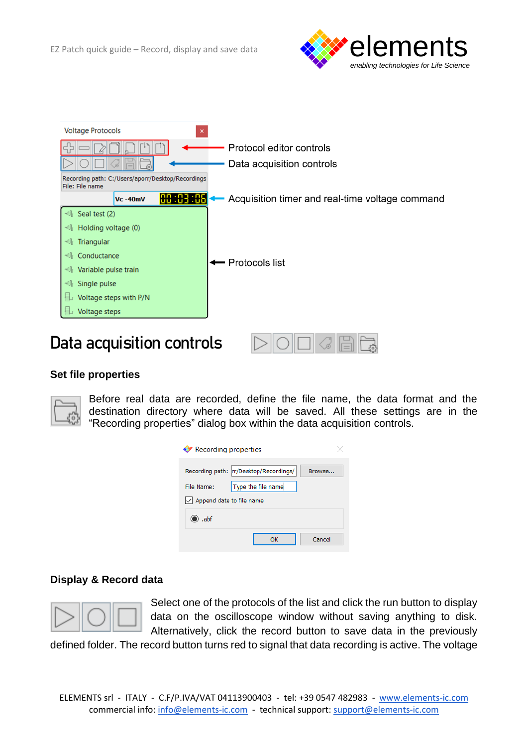Voltage Protocols

Protocol editor controls

Data acquisition controls

Recording path: C:/Users/aporr/Desktop/Recordings
File: File name

Vc -40mV 00:03:06

Acquisition timer and real-time voltage command

- Seal test (2)
- Holding voltage (0)
- Triangular
- Conductance
- Variable pulse train
- Single pulse
- Voltage steps with P/N
- Voltage steps

Protocols list

# Data acquisition controls

### Set file properties

Before real data are recorded, define the file name, the data format and the destination directory where data will be saved. All these settings are in the "Recording properties" dialog box within the data acquisition controls.

Recording properties

Recording path: rr/Desktop/Recordings/ Browse...

File Name: Type the file name

Append date to file name

.abf

OK Cancel

### Display & Record data

Select one of the protocols of the list and click the run button to display data on the oscilloscope window without saving anything to disk. Alternatively, click the record button to save data in the previously defined folder. The record button turns red to signal that data recording is active. The voltage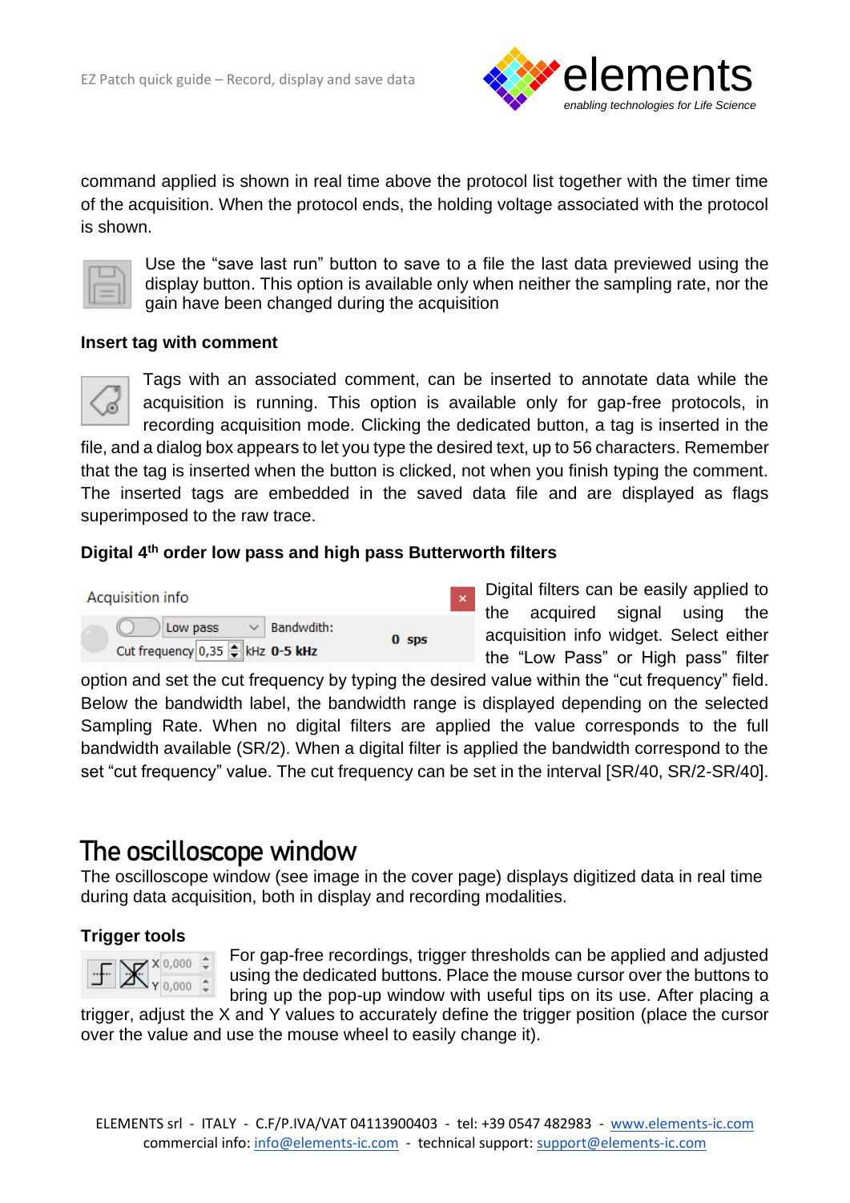command applied is shown in real time above the protocol list together with the timer time of the acquisition. When the protocol ends, the holding voltage associated with the protocol is shown.

Use the "save last run" button to save to a file the last data previewed using the display button. This option is available only when neither the sampling rate, nor the gain have been changed during the acquisition

### Insert tag with comment

Tags with an associated comment, can be inserted to annotate data while the acquisition is running. This option is available only for gap-free protocols, in recording acquisition mode. Clicking the dedicated button, a tag is inserted in the file, and a dialog box appears to let you type the desired text, up to 56 characters. Remember that the tag is inserted when the button is clicked, not when you finish typing the comment. The inserted tags are embedded in the saved data file and are displayed as flags superimposed to the raw trace.

### Digital 4th order low pass and high pass Butterworth filters

Acquisition info

Low pass | Bandwdith: | 0 sps

Cut frequency 0,35 kHz 0-5 kHz

Digital filters can be easily applied to the acquired signal using the acquisition info widget. Select either the "Low Pass" or High pass" filter option and set the cut frequency by typing the desired value within the "cut frequency" field. Below the bandwidth label, the bandwidth range is displayed depending on the selected Sampling Rate. When no digital filters are applied the value corresponds to the full bandwidth available (SR/2). When a digital filter is applied the bandwidth correspond to the set "cut frequency" value. The cut frequency can be set in the interval [SR/40, SR/2-SR/40].

## The oscilloscope window

The oscilloscope window (see image in the cover page) displays digitized data in real time during data acquisition, both in display and recording modalities.

### Trigger tools

X 0,000
Y 0,000

For gap-free recordings, trigger thresholds can be applied and adjusted using the dedicated buttons. Place the mouse cursor over the buttons to bring up the pop-up window with useful tips on its use. After placing a trigger, adjust the X and Y values to accurately define the trigger position (place the cursor over the value and use the mouse wheel to easily change it).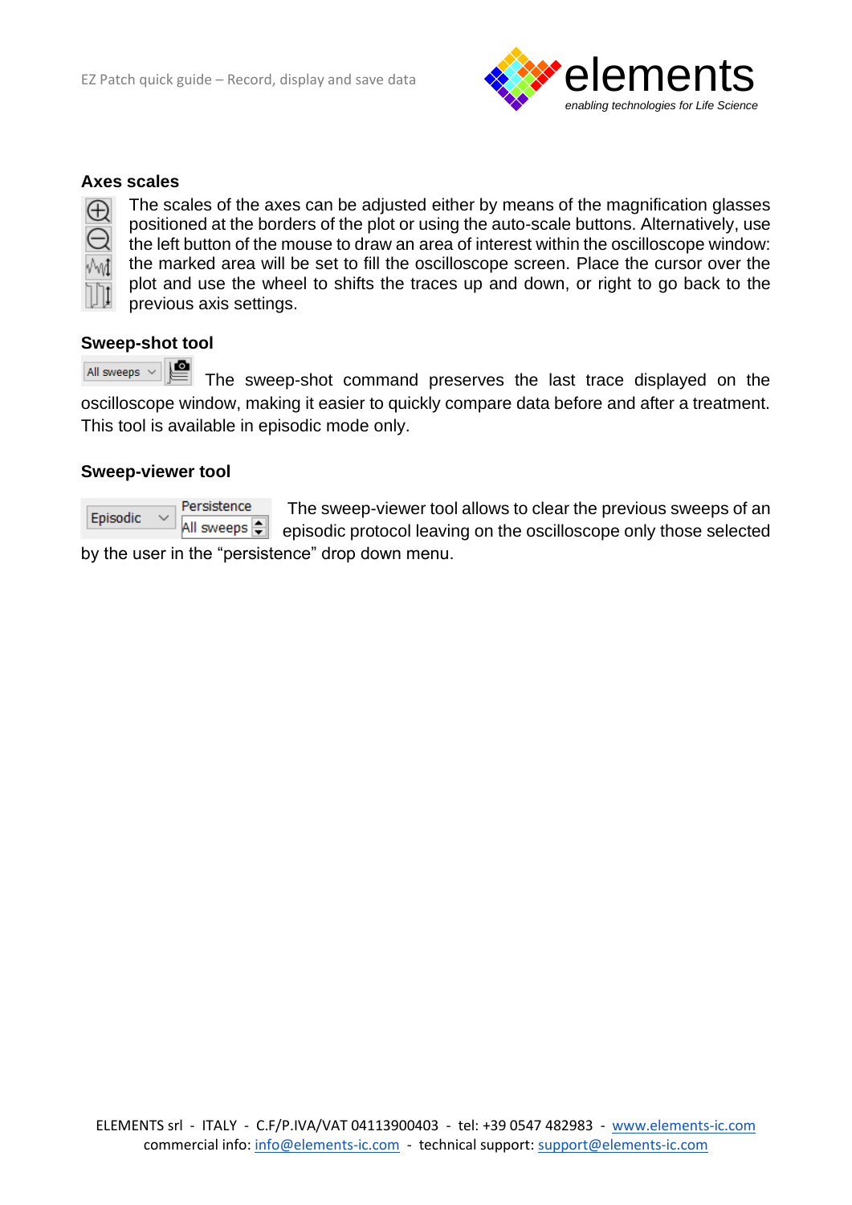### Axes scales

The scales of the axes can be adjusted either by means of the magnification glasses positioned at the borders of the plot or using the auto-scale buttons. Alternatively, use the left button of the mouse to draw an area of interest within the oscilloscope window: the marked area will be set to fill the oscilloscope screen. Place the cursor over the plot and use the wheel to shifts the traces up and down, or right to go back to the previous axis settings.

### Sweep-shot tool

All sweeps

The sweep-shot command preserves the last trace displayed on the oscilloscope window, making it easier to quickly compare data before and after a treatment. This tool is available in episodic mode only.

### Sweep-viewer tool

Episodic

Persistence

All sweeps

The sweep-viewer tool allows to clear the previous sweeps of an episodic protocol leaving on the oscilloscope only those selected by the user in the "persistence" drop down menu.